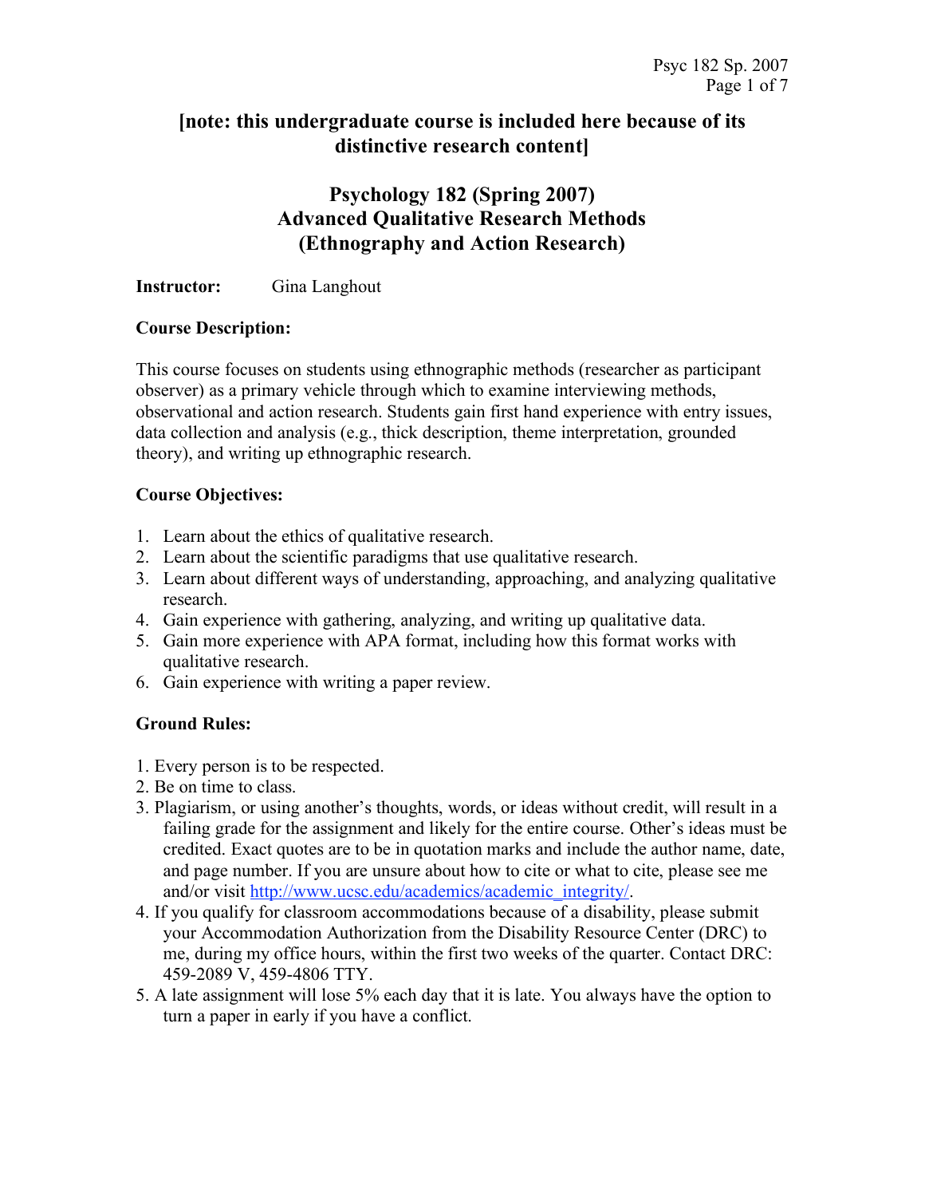**[note: this undergraduate course is included here because of its distinctive research content]**

# Psychology 182 (Spring 2007)
# Advanced Qualitative Research Methods
# (Ethnography and Action Research)

**Instructor:** Gina Langhout

**Course Description:**

This course focuses on students using ethnographic methods (researcher as participant observer) as a primary vehicle through which to examine interviewing methods, observational and action research. Students gain first hand experience with entry issues, data collection and analysis (e.g., thick description, theme interpretation, grounded theory), and writing up ethnographic research.

**Course Objectives:**

1. Learn about the ethics of qualitative research.
2. Learn about the scientific paradigms that use qualitative research.
3. Learn about different ways of understanding, approaching, and analyzing qualitative research.
4. Gain experience with gathering, analyzing, and writing up qualitative data.
5. Gain more experience with APA format, including how this format works with qualitative research.
6. Gain experience with writing a paper review.

**Ground Rules:**

1. Every person is to be respected.
2. Be on time to class.
3. Plagiarism, or using another's thoughts, words, or ideas without credit, will result in a failing grade for the assignment and likely for the entire course. Other's ideas must be credited. Exact quotes are to be in quotation marks and include the author name, date, and page number. If you are unsure about how to cite or what to cite, please see me and/or visit http://www.ucsc.edu/academics/academic_integrity/.
4. If you qualify for classroom accommodations because of a disability, please submit your Accommodation Authorization from the Disability Resource Center (DRC) to me, during my office hours, within the first two weeks of the quarter. Contact DRC: 459-2089 V, 459-4806 TTY.
5. A late assignment will lose 5% each day that it is late. You always have the option to turn a paper in early if you have a conflict.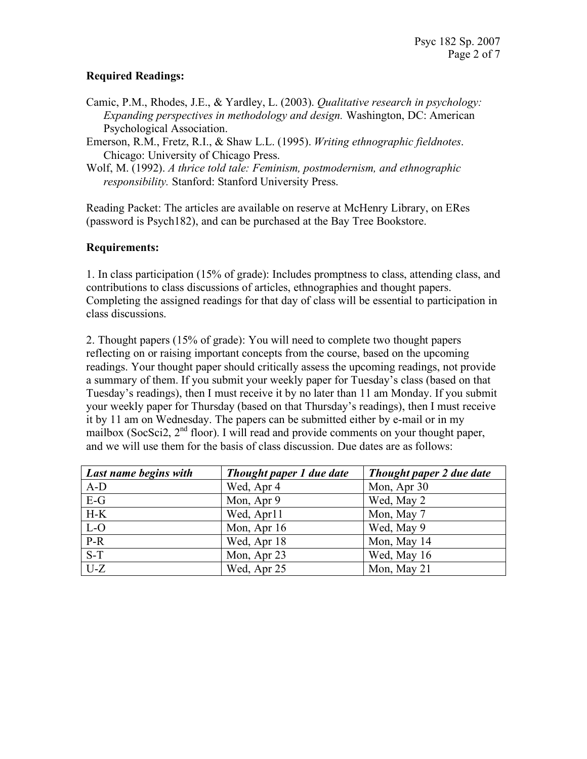**Required Readings:**

Camic, P.M., Rhodes, J.E., & Yardley, L. (2003). *Qualitative research in psychology: Expanding perspectives in methodology and design.* Washington, DC: American Psychological Association.

Emerson, R.M., Fretz, R.I., & Shaw L.L. (1995). *Writing ethnographic fieldnotes*. Chicago: University of Chicago Press.

Wolf, M. (1992). *A thrice told tale: Feminism, postmodernism, and ethnographic responsibility.* Stanford: Stanford University Press.

Reading Packet: The articles are available on reserve at McHenry Library, on ERes (password is Psych182), and can be purchased at the Bay Tree Bookstore.

**Requirements:**

1. In class participation (15% of grade): Includes promptness to class, attending class, and contributions to class discussions of articles, ethnographies and thought papers. Completing the assigned readings for that day of class will be essential to participation in class discussions.

2. Thought papers (15% of grade): You will need to complete two thought papers reflecting on or raising important concepts from the course, based on the upcoming readings. Your thought paper should critically assess the upcoming readings, not provide a summary of them. If you submit your weekly paper for Tuesday's class (based on that Tuesday's readings), then I must receive it by no later than 11 am Monday. If you submit your weekly paper for Thursday (based on that Thursday's readings), then I must receive it by 11 am on Wednesday. The papers can be submitted either by e-mail or in my mailbox (SocSci2, 2nd floor). I will read and provide comments on your thought paper, and we will use them for the basis of class discussion. Due dates are as follows:

| *Last name begins with* | *Thought paper 1 due date* | *Thought paper 2 due date* |
|---|---|---|
| A-D | Wed, Apr 4 | Mon, Apr 30 |
| E-G | Mon, Apr 9 | Wed, May 2 |
| H-K | Wed, Apr11 | Mon, May 7 |
| L-O | Mon, Apr 16 | Wed, May 9 |
| P-R | Wed, Apr 18 | Mon, May 14 |
| S-T | Mon, Apr 23 | Wed, May 16 |
| U-Z | Wed, Apr 25 | Mon, May 21 |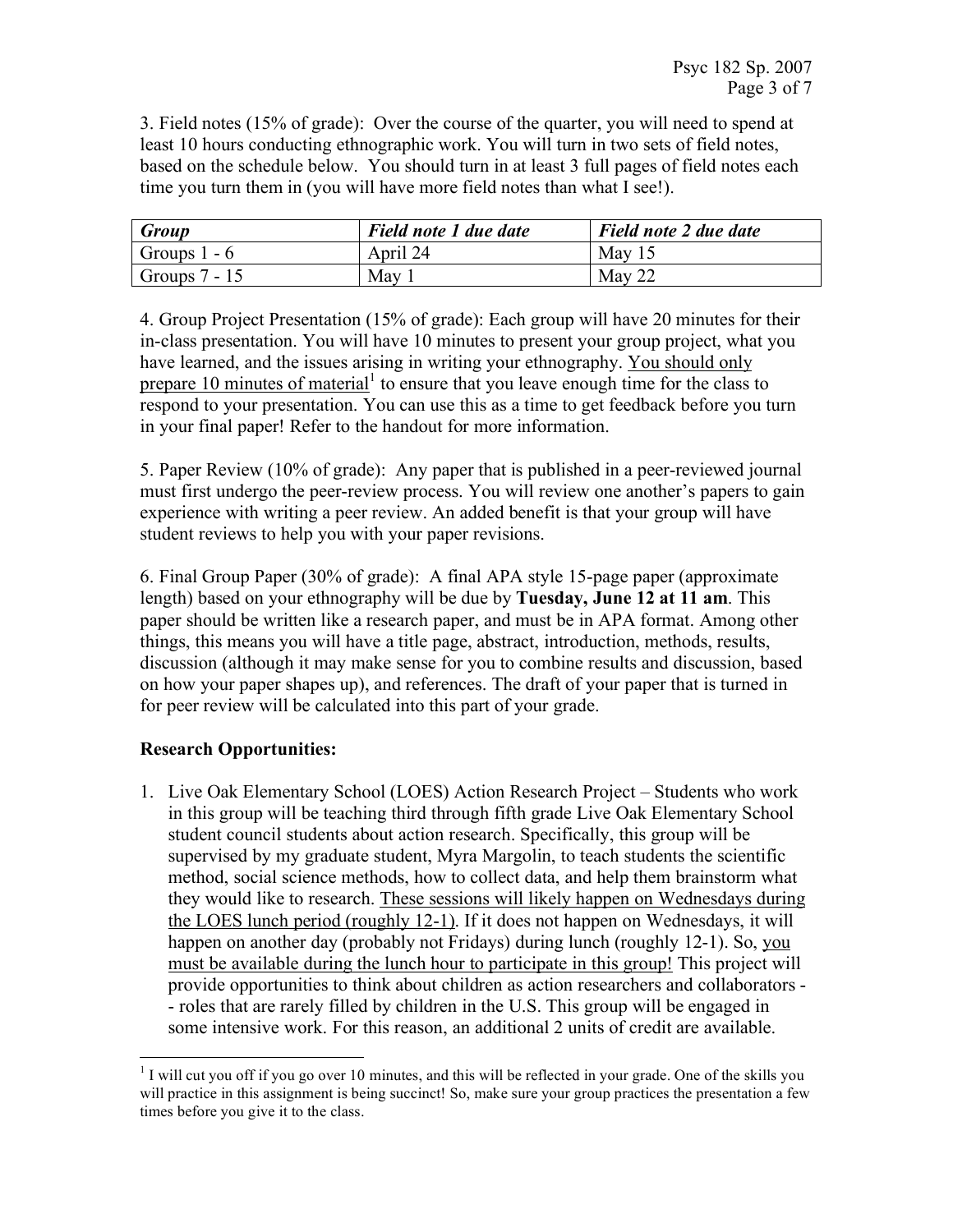3. Field notes (15% of grade): Over the course of the quarter, you will need to spend at least 10 hours conducting ethnographic work. You will turn in two sets of field notes, based on the schedule below. You should turn in at least 3 full pages of field notes each time you turn them in (you will have more field notes than what I see!).

| *Group* | *Field note 1 due date* | *Field note 2 due date* |
|---|---|---|
| Groups 1 - 6 | April 24 | May 15 |
| Groups 7 - 15 | May 1 | May 22 |

4. Group Project Presentation (15% of grade): Each group will have 20 minutes for their in-class presentation. You will have 10 minutes to present your group project, what you have learned, and the issues arising in writing your ethnography. <u>You should only prepare 10 minutes of material</u>[1] to ensure that you leave enough time for the class to respond to your presentation. You can use this as a time to get feedback before you turn in your final paper! Refer to the handout for more information.

5. Paper Review (10% of grade): Any paper that is published in a peer-reviewed journal must first undergo the peer-review process. You will review one another's papers to gain experience with writing a peer review. An added benefit is that your group will have student reviews to help you with your paper revisions.

6. Final Group Paper (30% of grade): A final APA style 15-page paper (approximate length) based on your ethnography will be due by **Tuesday, June 12 at 11 am**. This paper should be written like a research paper, and must be in APA format. Among other things, this means you will have a title page, abstract, introduction, methods, results, discussion (although it may make sense for you to combine results and discussion, based on how your paper shapes up), and references. The draft of your paper that is turned in for peer review will be calculated into this part of your grade.

**Research Opportunities:**

1. Live Oak Elementary School (LOES) Action Research Project – Students who work in this group will be teaching third through fifth grade Live Oak Elementary School student council students about action research. Specifically, this group will be supervised by my graduate student, Myra Margolin, to teach students the scientific method, social science methods, how to collect data, and help them brainstorm what they would like to research. <u>These sessions will likely happen on Wednesdays during the LOES lunch period (roughly 12-1)</u>. If it does not happen on Wednesdays, it will happen on another day (probably not Fridays) during lunch (roughly 12-1). So, <u>you must be available during the lunch hour to participate in this group!</u> This project will provide opportunities to think about children as action researchers and collaborators -- roles that are rarely filled by children in the U.S. This group will be engaged in some intensive work. For this reason, an additional 2 units of credit are available.

[1] I will cut you off if you go over 10 minutes, and this will be reflected in your grade. One of the skills you will practice in this assignment is being succinct! So, make sure your group practices the presentation a few times before you give it to the class.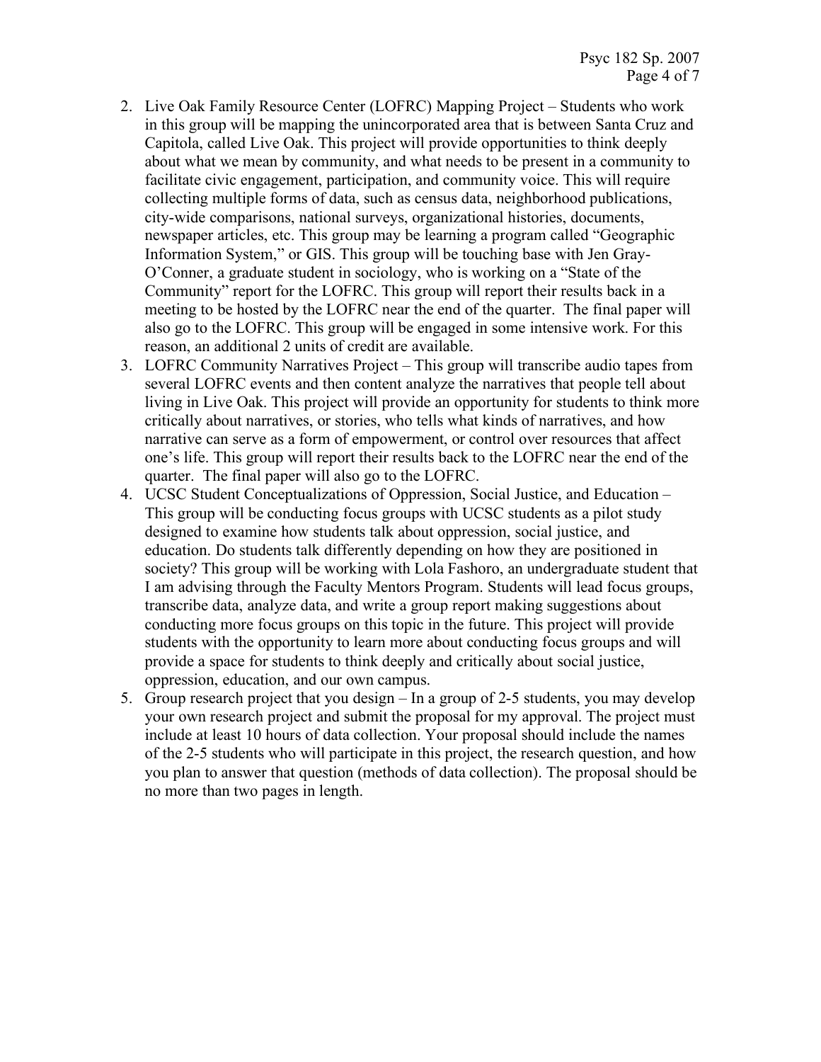2. Live Oak Family Resource Center (LOFRC) Mapping Project – Students who work in this group will be mapping the unincorporated area that is between Santa Cruz and Capitola, called Live Oak. This project will provide opportunities to think deeply about what we mean by community, and what needs to be present in a community to facilitate civic engagement, participation, and community voice. This will require collecting multiple forms of data, such as census data, neighborhood publications, city-wide comparisons, national surveys, organizational histories, documents, newspaper articles, etc. This group may be learning a program called "Geographic Information System," or GIS. This group will be touching base with Jen Gray-O'Conner, a graduate student in sociology, who is working on a "State of the Community" report for the LOFRC. This group will report their results back in a meeting to be hosted by the LOFRC near the end of the quarter. The final paper will also go to the LOFRC. This group will be engaged in some intensive work. For this reason, an additional 2 units of credit are available.
3. LOFRC Community Narratives Project – This group will transcribe audio tapes from several LOFRC events and then content analyze the narratives that people tell about living in Live Oak. This project will provide an opportunity for students to think more critically about narratives, or stories, who tells what kinds of narratives, and how narrative can serve as a form of empowerment, or control over resources that affect one's life. This group will report their results back to the LOFRC near the end of the quarter. The final paper will also go to the LOFRC.
4. UCSC Student Conceptualizations of Oppression, Social Justice, and Education – This group will be conducting focus groups with UCSC students as a pilot study designed to examine how students talk about oppression, social justice, and education. Do students talk differently depending on how they are positioned in society? This group will be working with Lola Fashoro, an undergraduate student that I am advising through the Faculty Mentors Program. Students will lead focus groups, transcribe data, analyze data, and write a group report making suggestions about conducting more focus groups on this topic in the future. This project will provide students with the opportunity to learn more about conducting focus groups and will provide a space for students to think deeply and critically about social justice, oppression, education, and our own campus.
5. Group research project that you design – In a group of 2-5 students, you may develop your own research project and submit the proposal for my approval. The project must include at least 10 hours of data collection. Your proposal should include the names of the 2-5 students who will participate in this project, the research question, and how you plan to answer that question (methods of data collection). The proposal should be no more than two pages in length.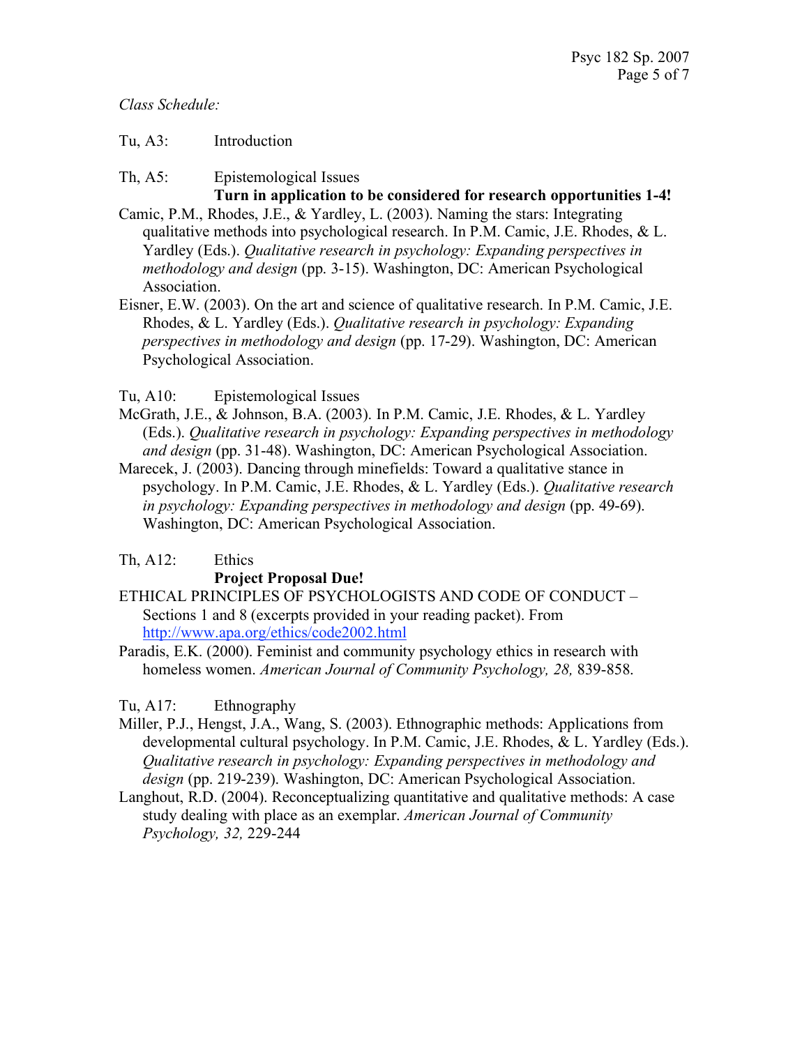*Class Schedule:*

Tu, A3: Introduction

Th, A5: Epistemological Issues

**Turn in application to be considered for research opportunities 1-4!**

Camic, P.M., Rhodes, J.E., & Yardley, L. (2003). Naming the stars: Integrating qualitative methods into psychological research. In P.M. Camic, J.E. Rhodes, & L. Yardley (Eds.). *Qualitative research in psychology: Expanding perspectives in methodology and design* (pp. 3-15). Washington, DC: American Psychological Association.

Eisner, E.W. (2003). On the art and science of qualitative research. In P.M. Camic, J.E. Rhodes, & L. Yardley (Eds.). *Qualitative research in psychology: Expanding perspectives in methodology and design* (pp. 17-29). Washington, DC: American Psychological Association.

Tu, A10: Epistemological Issues

McGrath, J.E., & Johnson, B.A. (2003). In P.M. Camic, J.E. Rhodes, & L. Yardley (Eds.). *Qualitative research in psychology: Expanding perspectives in methodology and design* (pp. 31-48). Washington, DC: American Psychological Association.

Marecek, J. (2003). Dancing through minefields: Toward a qualitative stance in psychology. In P.M. Camic, J.E. Rhodes, & L. Yardley (Eds.). *Qualitative research in psychology: Expanding perspectives in methodology and design* (pp. 49-69). Washington, DC: American Psychological Association.

Th, A12: Ethics

**Project Proposal Due!**

ETHICAL PRINCIPLES OF PSYCHOLOGISTS AND CODE OF CONDUCT – Sections 1 and 8 (excerpts provided in your reading packet). From http://www.apa.org/ethics/code2002.html

Paradis, E.K. (2000). Feminist and community psychology ethics in research with homeless women. *American Journal of Community Psychology, 28,* 839-858.

Tu, A17: Ethnography

Miller, P.J., Hengst, J.A., Wang, S. (2003). Ethnographic methods: Applications from developmental cultural psychology. In P.M. Camic, J.E. Rhodes, & L. Yardley (Eds.). *Qualitative research in psychology: Expanding perspectives in methodology and design* (pp. 219-239). Washington, DC: American Psychological Association.

Langhout, R.D. (2004). Reconceptualizing quantitative and qualitative methods: A case study dealing with place as an exemplar. *American Journal of Community Psychology, 32,* 229-244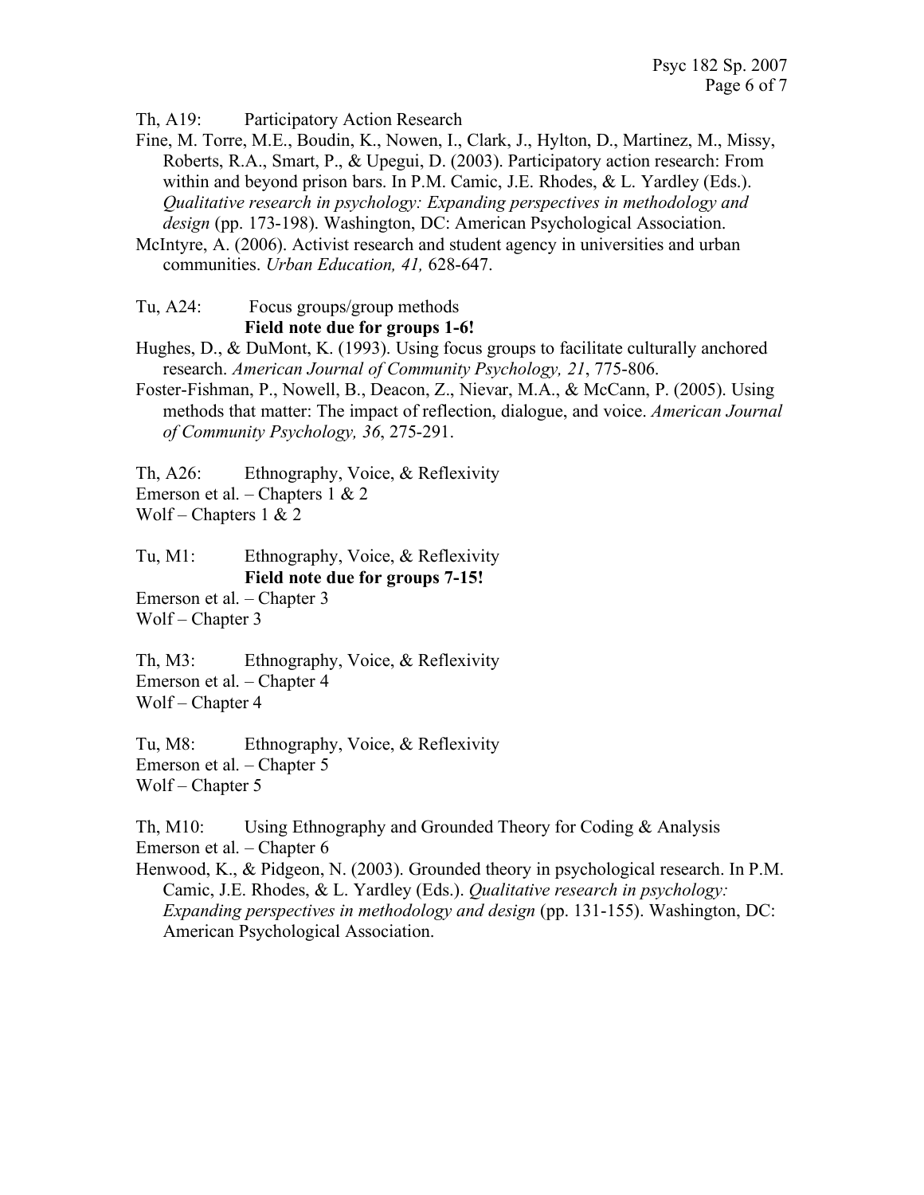Th, A19: Participatory Action Research

Fine, M. Torre, M.E., Boudin, K., Nowen, I., Clark, J., Hylton, D., Martinez, M., Missy, Roberts, R.A., Smart, P., & Upegui, D. (2003). Participatory action research: From within and beyond prison bars. In P.M. Camic, J.E. Rhodes, & L. Yardley (Eds.). *Qualitative research in psychology: Expanding perspectives in methodology and design* (pp. 173-198). Washington, DC: American Psychological Association.

McIntyre, A. (2006). Activist research and student agency in universities and urban communities. *Urban Education, 41,* 628-647.

Tu, A24: Focus groups/group methods
**Field note due for groups 1-6!**

Hughes, D., & DuMont, K. (1993). Using focus groups to facilitate culturally anchored research. *American Journal of Community Psychology, 21*, 775-806.

Foster-Fishman, P., Nowell, B., Deacon, Z., Nievar, M.A., & McCann, P. (2005). Using methods that matter: The impact of reflection, dialogue, and voice. *American Journal of Community Psychology, 36*, 275-291.

Th, A26: Ethnography, Voice, & Reflexivity
Emerson et al. – Chapters 1 & 2
Wolf – Chapters 1 & 2

Tu, M1: Ethnography, Voice, & Reflexivity
**Field note due for groups 7-15!**
Emerson et al. – Chapter 3
Wolf – Chapter 3

Th, M3: Ethnography, Voice, & Reflexivity
Emerson et al. – Chapter 4
Wolf – Chapter 4

Tu, M8: Ethnography, Voice, & Reflexivity
Emerson et al. – Chapter 5
Wolf – Chapter 5

Th, M10: Using Ethnography and Grounded Theory for Coding & Analysis
Emerson et al. – Chapter 6

Henwood, K., & Pidgeon, N. (2003). Grounded theory in psychological research. In P.M. Camic, J.E. Rhodes, & L. Yardley (Eds.). *Qualitative research in psychology: Expanding perspectives in methodology and design* (pp. 131-155). Washington, DC: American Psychological Association.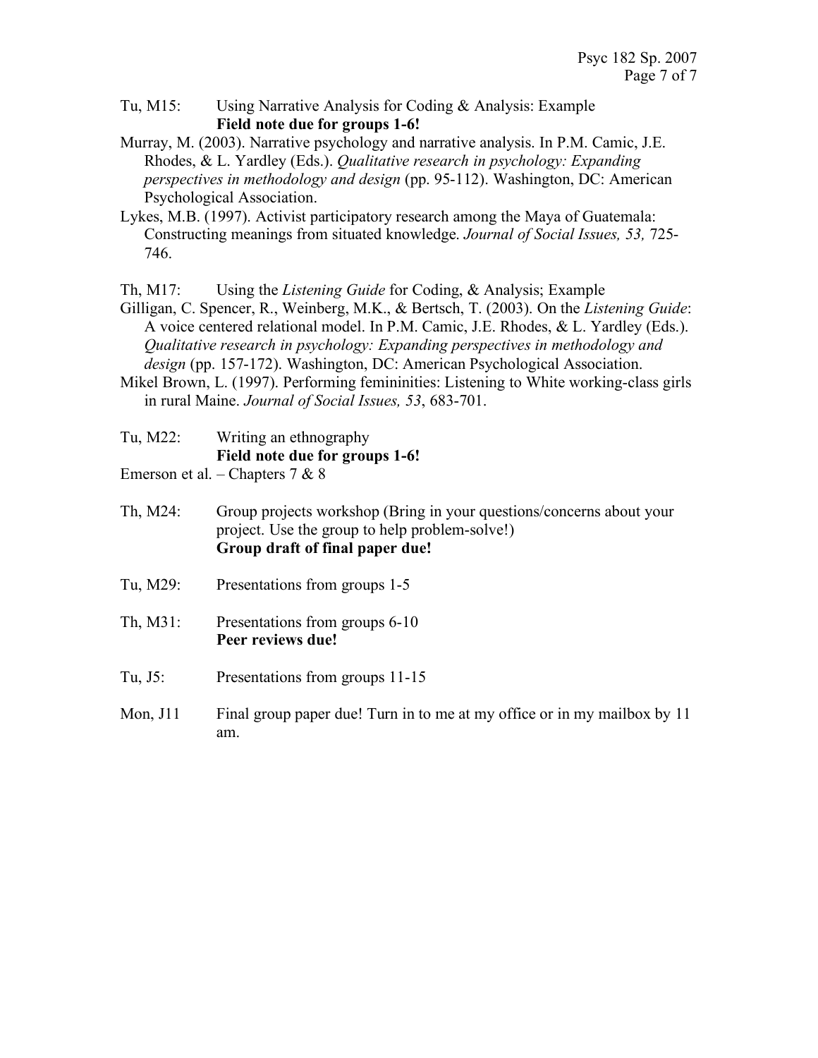Tu, M15: Using Narrative Analysis for Coding & Analysis: Example
**Field note due for groups 1-6!**

Murray, M. (2003). Narrative psychology and narrative analysis. In P.M. Camic, J.E. Rhodes, & L. Yardley (Eds.). *Qualitative research in psychology: Expanding perspectives in methodology and design* (pp. 95-112). Washington, DC: American Psychological Association.

Lykes, M.B. (1997). Activist participatory research among the Maya of Guatemala: Constructing meanings from situated knowledge. *Journal of Social Issues, 53,* 725-746.

Th, M17: Using the *Listening Guide* for Coding, & Analysis; Example

Gilligan, C. Spencer, R., Weinberg, M.K., & Bertsch, T. (2003). On the *Listening Guide*: A voice centered relational model. In P.M. Camic, J.E. Rhodes, & L. Yardley (Eds.). *Qualitative research in psychology: Expanding perspectives in methodology and design* (pp. 157-172). Washington, DC: American Psychological Association.

Mikel Brown, L. (1997). Performing femininities: Listening to White working-class girls in rural Maine. *Journal of Social Issues, 53*, 683-701.

Tu, M22: Writing an ethnography
**Field note due for groups 1-6!**

Emerson et al. – Chapters 7 & 8

Th, M24: Group projects workshop (Bring in your questions/concerns about your project. Use the group to help problem-solve!)
**Group draft of final paper due!**

Tu, M29: Presentations from groups 1-5

Th, M31: Presentations from groups 6-10
**Peer reviews due!**

Tu, J5: Presentations from groups 11-15

Mon, J11 Final group paper due! Turn in to me at my office or in my mailbox by 11 am.